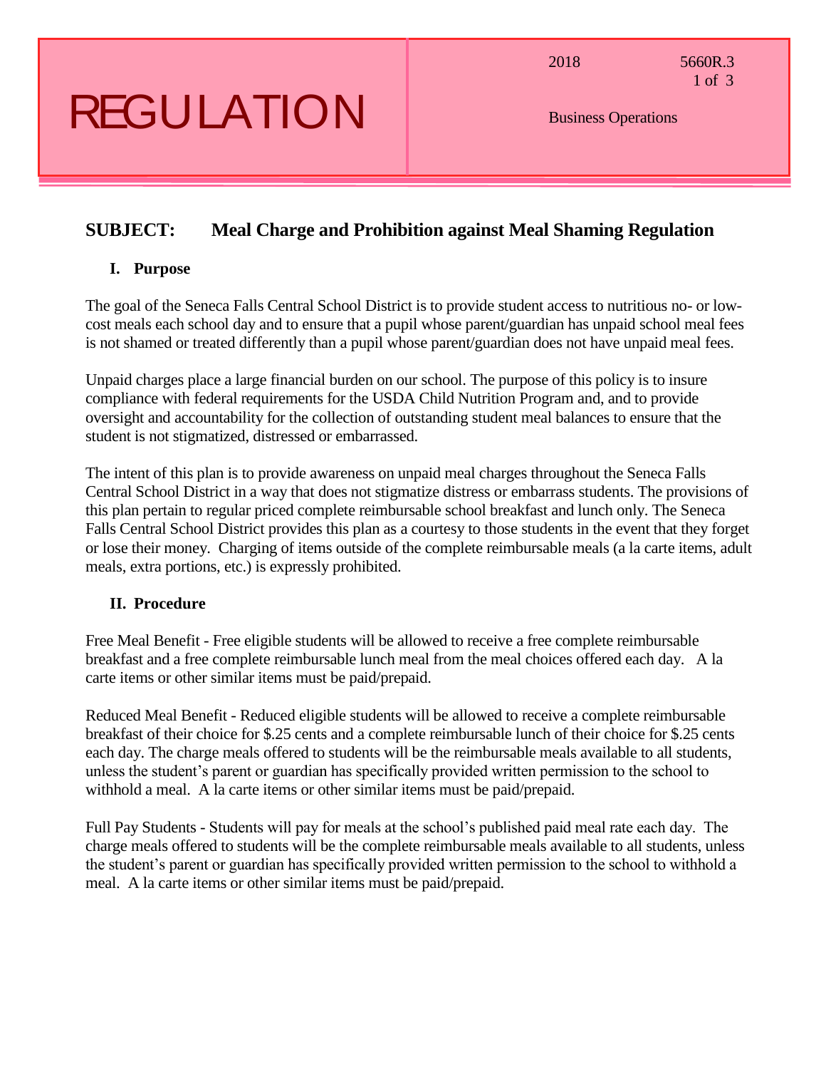# REGULATION

2018 5660R.3

Business Operations

## SUBJECT: Meal Charge and Prohibition against Meal Shaming Regulation

### I. Purpose

The goal of the Seneca Falls Central School District is to provide student access to nutritious no- or low-cost meals each school day and to ensure that a pupil whose parent/guardian has unpaid school meal fees is not shamed or treated differently than a pupil whose parent/guardian does not have unpaid meal fees.

Unpaid charges place a large financial burden on our school. The purpose of this policy is to insure compliance with federal requirements for the USDA Child Nutrition Program and, and to provide oversight and accountability for the collection of outstanding student meal balances to ensure that the student is not stigmatized, distressed or embarrassed.

The intent of this plan is to provide awareness on unpaid meal charges throughout the Seneca Falls Central School District in a way that does not stigmatize distress or embarrass students. The provisions of this plan pertain to regular priced complete reimbursable school breakfast and lunch only. The Seneca Falls Central School District provides this plan as a courtesy to those students in the event that they forget or lose their money. Charging of items outside of the complete reimbursable meals (a la carte items, adult meals, extra portions, etc.) is expressly prohibited.

### II. Procedure

Free Meal Benefit - Free eligible students will be allowed to receive a free complete reimbursable breakfast and a free complete reimbursable lunch meal from the meal choices offered each day. A la carte items or other similar items must be paid/prepaid.

Reduced Meal Benefit - Reduced eligible students will be allowed to receive a complete reimbursable breakfast of their choice for $.25 cents and a complete reimbursable lunch of their choice for $.25 cents each day. The charge meals offered to students will be the reimbursable meals available to all students, unless the student's parent or guardian has specifically provided written permission to the school to withhold a meal. A la carte items or other similar items must be paid/prepaid.

Full Pay Students - Students will pay for meals at the school's published paid meal rate each day. The charge meals offered to students will be the complete reimbursable meals available to all students, unless the student's parent or guardian has specifically provided written permission to the school to withhold a meal. A la carte items or other similar items must be paid/prepaid.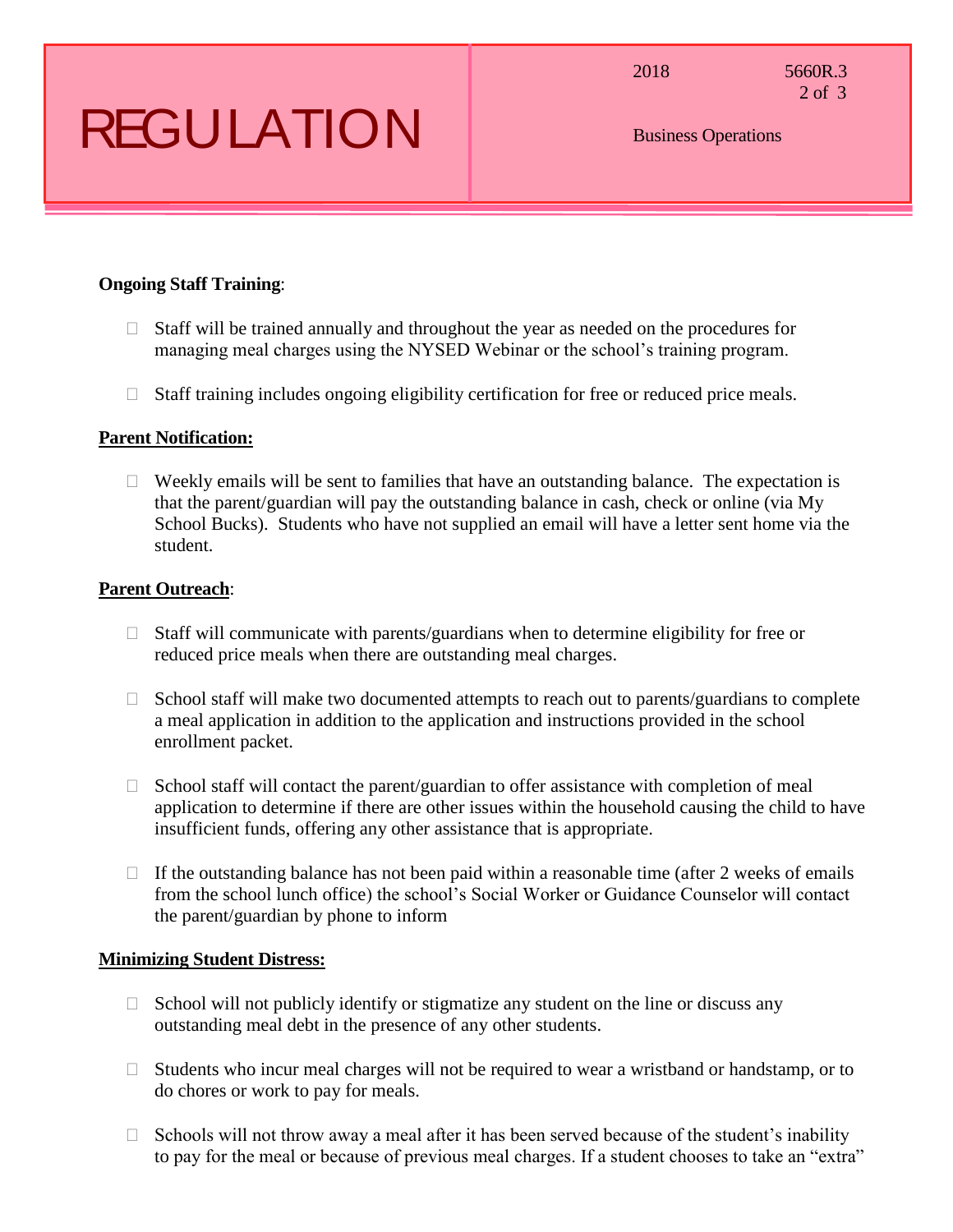**Ongoing Staff Training**:

- Staff will be trained annually and throughout the year as needed on the procedures for managing meal charges using the NYSED Webinar or the school's training program.
- Staff training includes ongoing eligibility certification for free or reduced price meals.

**Parent Notification:**

- Weekly emails will be sent to families that have an outstanding balance. The expectation is that the parent/guardian will pay the outstanding balance in cash, check or online (via My School Bucks). Students who have not supplied an email will have a letter sent home via the student.

**Parent Outreach**:

- Staff will communicate with parents/guardians when to determine eligibility for free or reduced price meals when there are outstanding meal charges.
- School staff will make two documented attempts to reach out to parents/guardians to complete a meal application in addition to the application and instructions provided in the school enrollment packet.
- School staff will contact the parent/guardian to offer assistance with completion of meal application to determine if there are other issues within the household causing the child to have insufficient funds, offering any other assistance that is appropriate.
- If the outstanding balance has not been paid within a reasonable time (after 2 weeks of emails from the school lunch office) the school's Social Worker or Guidance Counselor will contact the parent/guardian by phone to inform

**Minimizing Student Distress:**

- School will not publicly identify or stigmatize any student on the line or discuss any outstanding meal debt in the presence of any other students.
- Students who incur meal charges will not be required to wear a wristband or handstamp, or to do chores or work to pay for meals.
- Schools will not throw away a meal after it has been served because of the student's inability to pay for the meal or because of previous meal charges. If a student chooses to take an "extra"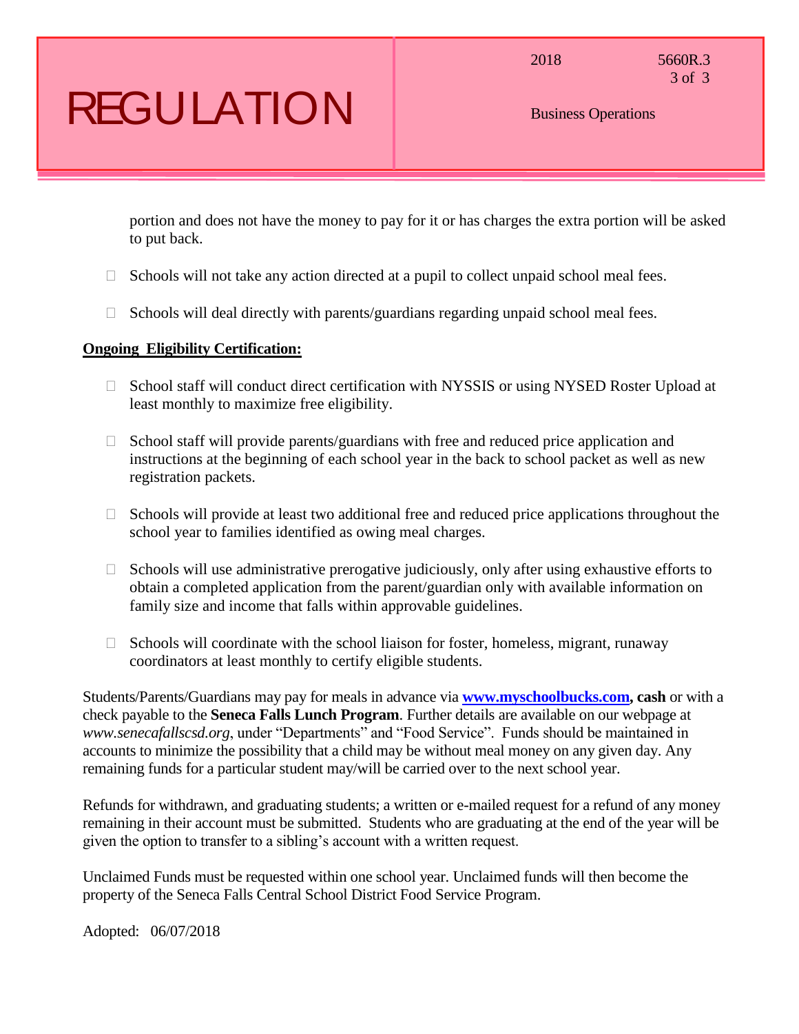portion and does not have the money to pay for it or has charges the extra portion will be asked to put back.

- Schools will not take any action directed at a pupil to collect unpaid school meal fees.
- Schools will deal directly with parents/guardians regarding unpaid school meal fees.

**Ongoing Eligibility Certification:**

- School staff will conduct direct certification with NYSSIS or using NYSED Roster Upload at least monthly to maximize free eligibility.
- School staff will provide parents/guardians with free and reduced price application and instructions at the beginning of each school year in the back to school packet as well as new registration packets.
- Schools will provide at least two additional free and reduced price applications throughout the school year to families identified as owing meal charges.
- Schools will use administrative prerogative judiciously, only after using exhaustive efforts to obtain a completed application from the parent/guardian only with available information on family size and income that falls within approvable guidelines.
- Schools will coordinate with the school liaison for foster, homeless, migrant, runaway coordinators at least monthly to certify eligible students.

Students/Parents/Guardians may pay for meals in advance via **www.myschoolbucks.com, cash** or with a check payable to the **Seneca Falls Lunch Program**. Further details are available on our webpage at *www.senecafallscsd.org*, under "Departments" and "Food Service". Funds should be maintained in accounts to minimize the possibility that a child may be without meal money on any given day. Any remaining funds for a particular student may/will be carried over to the next school year.

Refunds for withdrawn, and graduating students; a written or e-mailed request for a refund of any money remaining in their account must be submitted. Students who are graduating at the end of the year will be given the option to transfer to a sibling's account with a written request.

Unclaimed Funds must be requested within one school year. Unclaimed funds will then become the property of the Seneca Falls Central School District Food Service Program.

Adopted: 06/07/2018